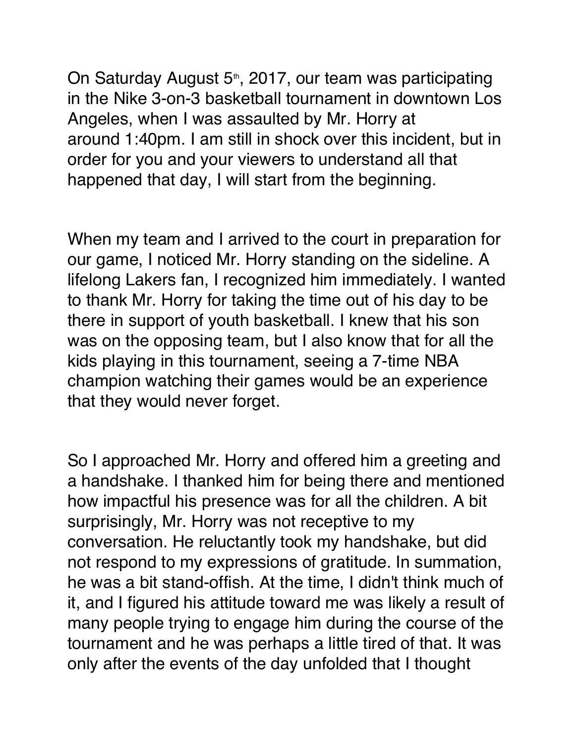On Saturday August 5th, 2017, our team was participating in the Nike 3-on-3 basketball tournament in downtown Los Angeles, when I was assaulted by Mr. Horry at around 1:40pm. I am still in shock over this incident, but in order for you and your viewers to understand all that happened that day, I will start from the beginning.

When my team and I arrived to the court in preparation for our game, I noticed Mr. Horry standing on the sideline. A lifelong Lakers fan, I recognized him immediately. I wanted to thank Mr. Horry for taking the time out of his day to be there in support of youth basketball. I knew that his son was on the opposing team, but I also know that for all the kids playing in this tournament, seeing a 7-time NBA champion watching their games would be an experience that they would never forget.

So I approached Mr. Horry and offered him a greeting and a handshake. I thanked him for being there and mentioned how impactful his presence was for all the children. A bit surprisingly, Mr. Horry was not receptive to my conversation. He reluctantly took my handshake, but did not respond to my expressions of gratitude. In summation, he was a bit stand-offish. At the time, I didn't think much of it, and I figured his attitude toward me was likely a result of many people trying to engage him during the course of the tournament and he was perhaps a little tired of that. It was only after the events of the day unfolded that I thought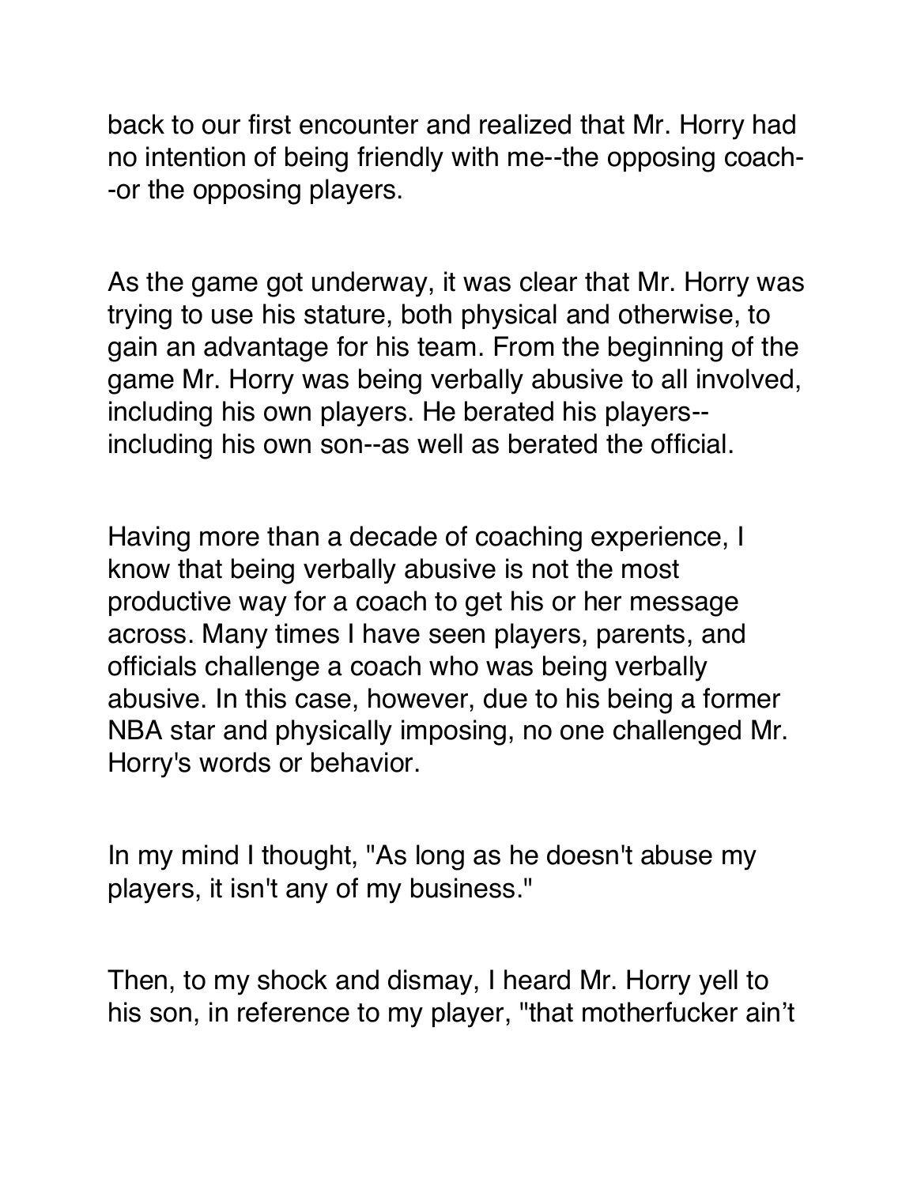back to our first encounter and realized that Mr. Horry had no intention of being friendly with me--the opposing coach--or the opposing players.

As the game got underway, it was clear that Mr. Horry was trying to use his stature, both physical and otherwise, to gain an advantage for his team. From the beginning of the game Mr. Horry was being verbally abusive to all involved, including his own players. He berated his players--including his own son--as well as berated the official.

Having more than a decade of coaching experience, I know that being verbally abusive is not the most productive way for a coach to get his or her message across. Many times I have seen players, parents, and officials challenge a coach who was being verbally abusive. In this case, however, due to his being a former NBA star and physically imposing, no one challenged Mr. Horry's words or behavior.

In my mind I thought, "As long as he doesn't abuse my players, it isn't any of my business."

Then, to my shock and dismay, I heard Mr. Horry yell to his son, in reference to my player, "that motherfucker ain't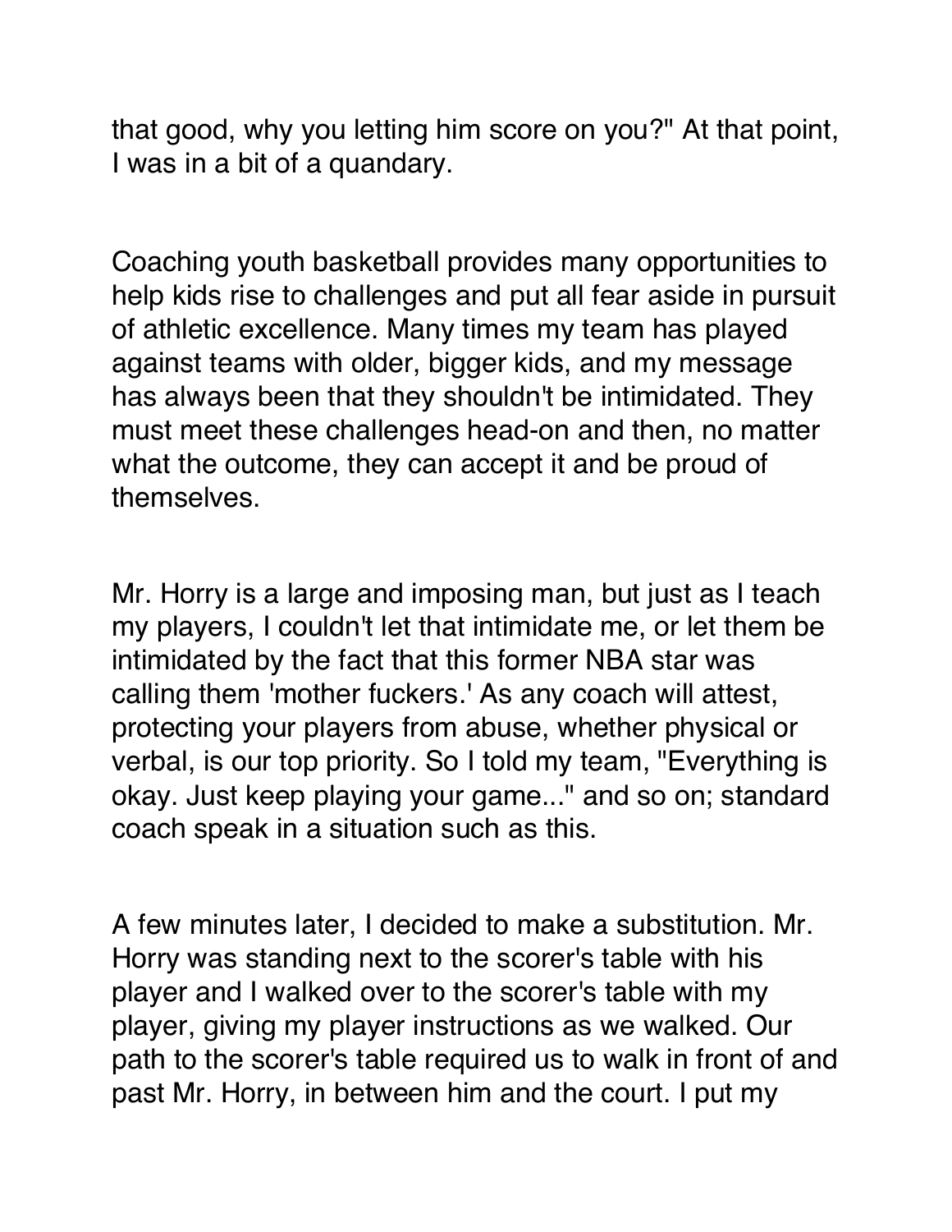that good, why you letting him score on you?" At that point, I was in a bit of a quandary.

Coaching youth basketball provides many opportunities to help kids rise to challenges and put all fear aside in pursuit of athletic excellence. Many times my team has played against teams with older, bigger kids, and my message has always been that they shouldn't be intimidated. They must meet these challenges head-on and then, no matter what the outcome, they can accept it and be proud of themselves.

Mr. Horry is a large and imposing man, but just as I teach my players, I couldn't let that intimidate me, or let them be intimidated by the fact that this former NBA star was calling them 'mother fuckers.' As any coach will attest, protecting your players from abuse, whether physical or verbal, is our top priority. So I told my team, "Everything is okay. Just keep playing your game..." and so on; standard coach speak in a situation such as this.

A few minutes later, I decided to make a substitution. Mr. Horry was standing next to the scorer's table with his player and I walked over to the scorer's table with my player, giving my player instructions as we walked. Our path to the scorer's table required us to walk in front of and past Mr. Horry, in between him and the court. I put my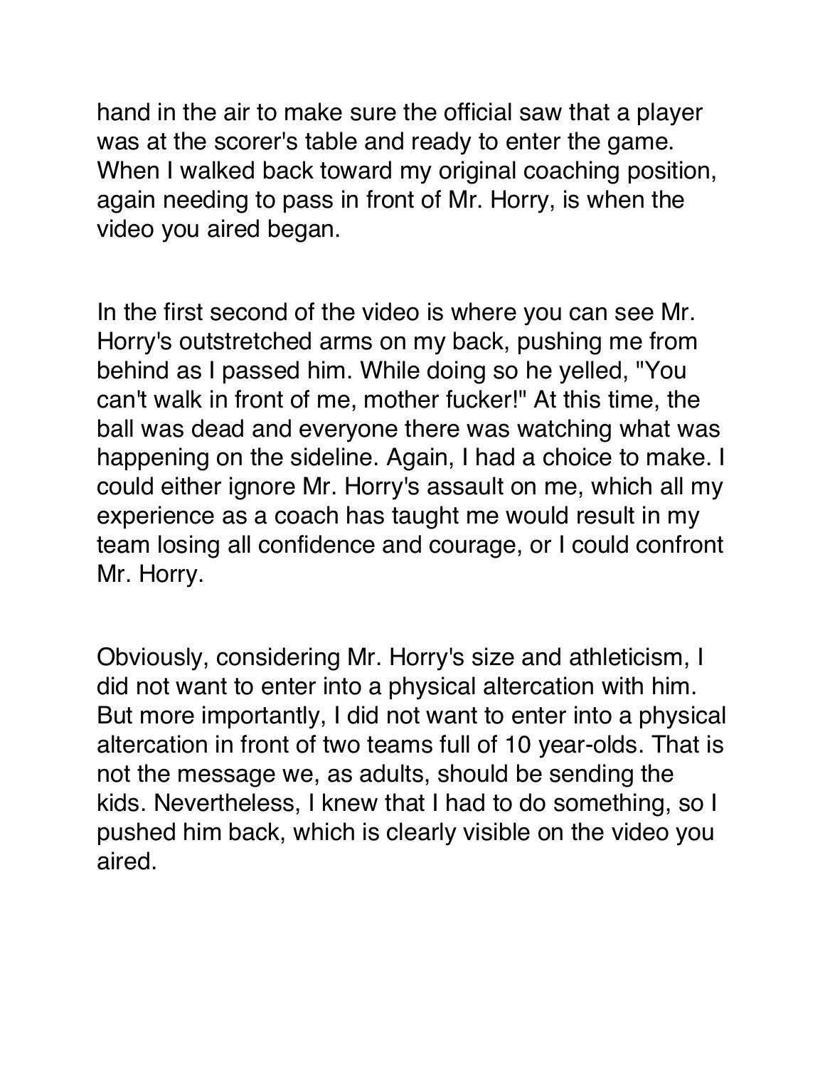hand in the air to make sure the official saw that a player was at the scorer's table and ready to enter the game. When I walked back toward my original coaching position, again needing to pass in front of Mr. Horry, is when the video you aired began.

In the first second of the video is where you can see Mr. Horry's outstretched arms on my back, pushing me from behind as I passed him. While doing so he yelled, "You can't walk in front of me, mother fucker!" At this time, the ball was dead and everyone there was watching what was happening on the sideline. Again, I had a choice to make. I could either ignore Mr. Horry's assault on me, which all my experience as a coach has taught me would result in my team losing all confidence and courage, or I could confront Mr. Horry.

Obviously, considering Mr. Horry's size and athleticism, I did not want to enter into a physical altercation with him. But more importantly, I did not want to enter into a physical altercation in front of two teams full of 10 year-olds. That is not the message we, as adults, should be sending the kids. Nevertheless, I knew that I had to do something, so I pushed him back, which is clearly visible on the video you aired.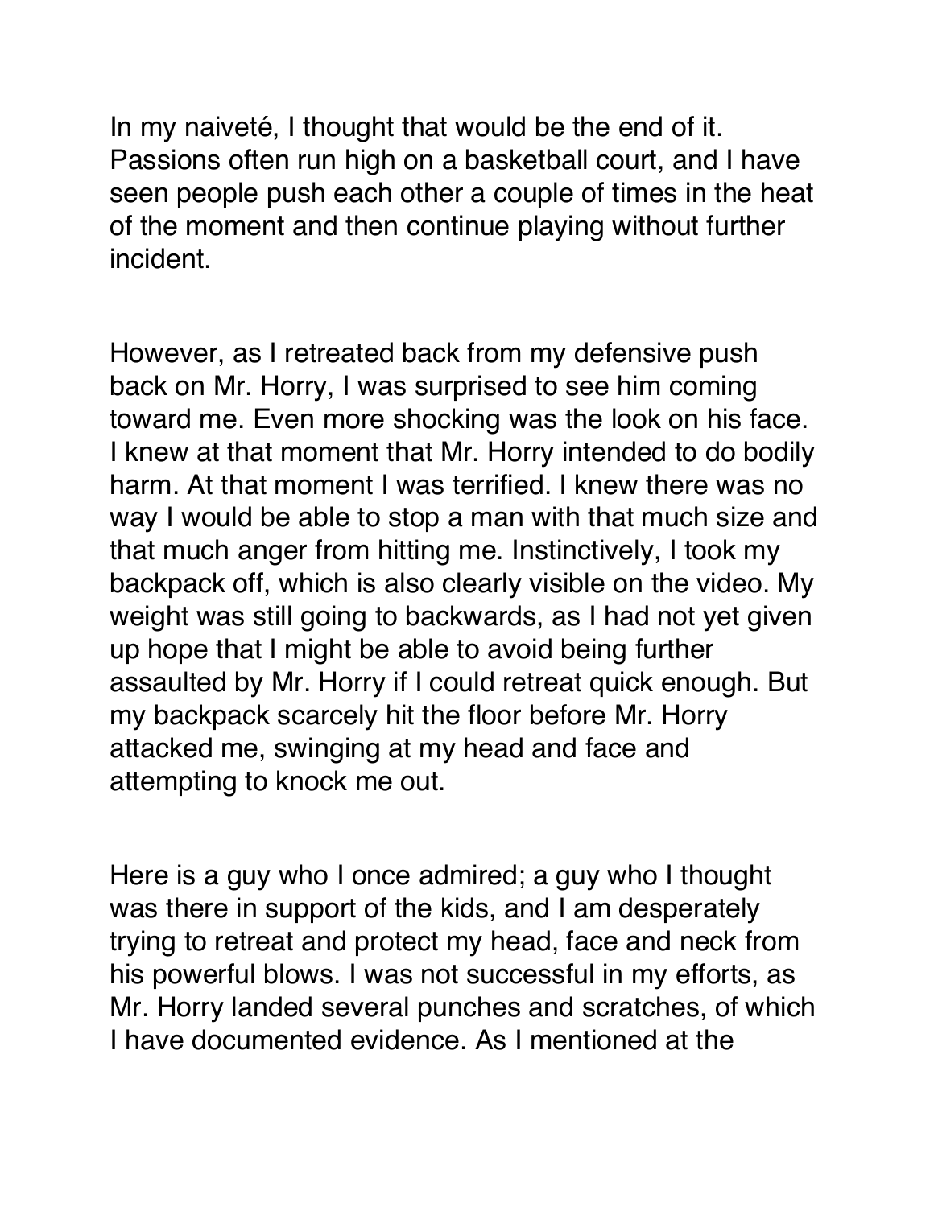In my naiveté, I thought that would be the end of it. Passions often run high on a basketball court, and I have seen people push each other a couple of times in the heat of the moment and then continue playing without further incident.

However, as I retreated back from my defensive push back on Mr. Horry, I was surprised to see him coming toward me. Even more shocking was the look on his face. I knew at that moment that Mr. Horry intended to do bodily harm. At that moment I was terrified. I knew there was no way I would be able to stop a man with that much size and that much anger from hitting me. Instinctively, I took my backpack off, which is also clearly visible on the video. My weight was still going to backwards, as I had not yet given up hope that I might be able to avoid being further assaulted by Mr. Horry if I could retreat quick enough. But my backpack scarcely hit the floor before Mr. Horry attacked me, swinging at my head and face and attempting to knock me out.

Here is a guy who I once admired; a guy who I thought was there in support of the kids, and I am desperately trying to retreat and protect my head, face and neck from his powerful blows. I was not successful in my efforts, as Mr. Horry landed several punches and scratches, of which I have documented evidence. As I mentioned at the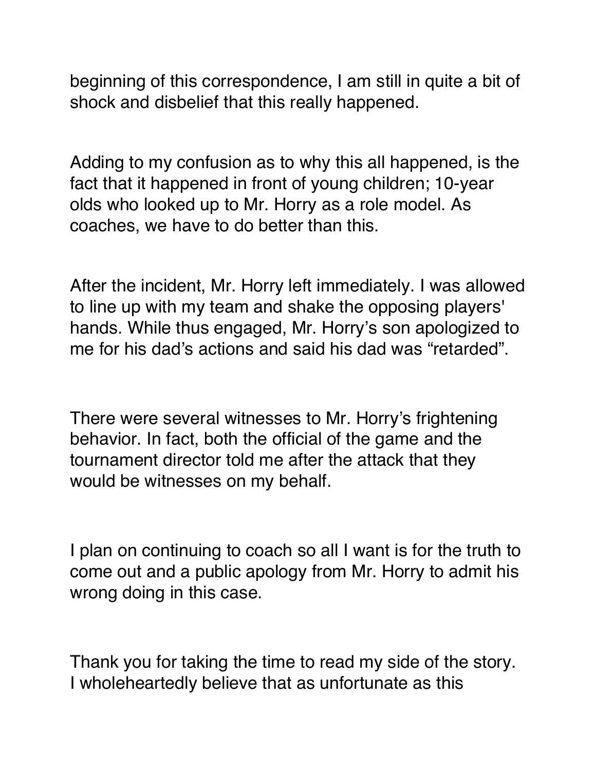beginning of this correspondence, I am still in quite a bit of shock and disbelief that this really happened.

Adding to my confusion as to why this all happened, is the fact that it happened in front of young children; 10-year olds who looked up to Mr. Horry as a role model. As coaches, we have to do better than this.

After the incident, Mr. Horry left immediately. I was allowed to line up with my team and shake the opposing players' hands. While thus engaged, Mr. Horry's son apologized to me for his dad's actions and said his dad was "retarded".

There were several witnesses to Mr. Horry's frightening behavior. In fact, both the official of the game and the tournament director told me after the attack that they would be witnesses on my behalf.

I plan on continuing to coach so all I want is for the truth to come out and a public apology from Mr. Horry to admit his wrong doing in this case.

Thank you for taking the time to read my side of the story. I wholeheartedly believe that as unfortunate as this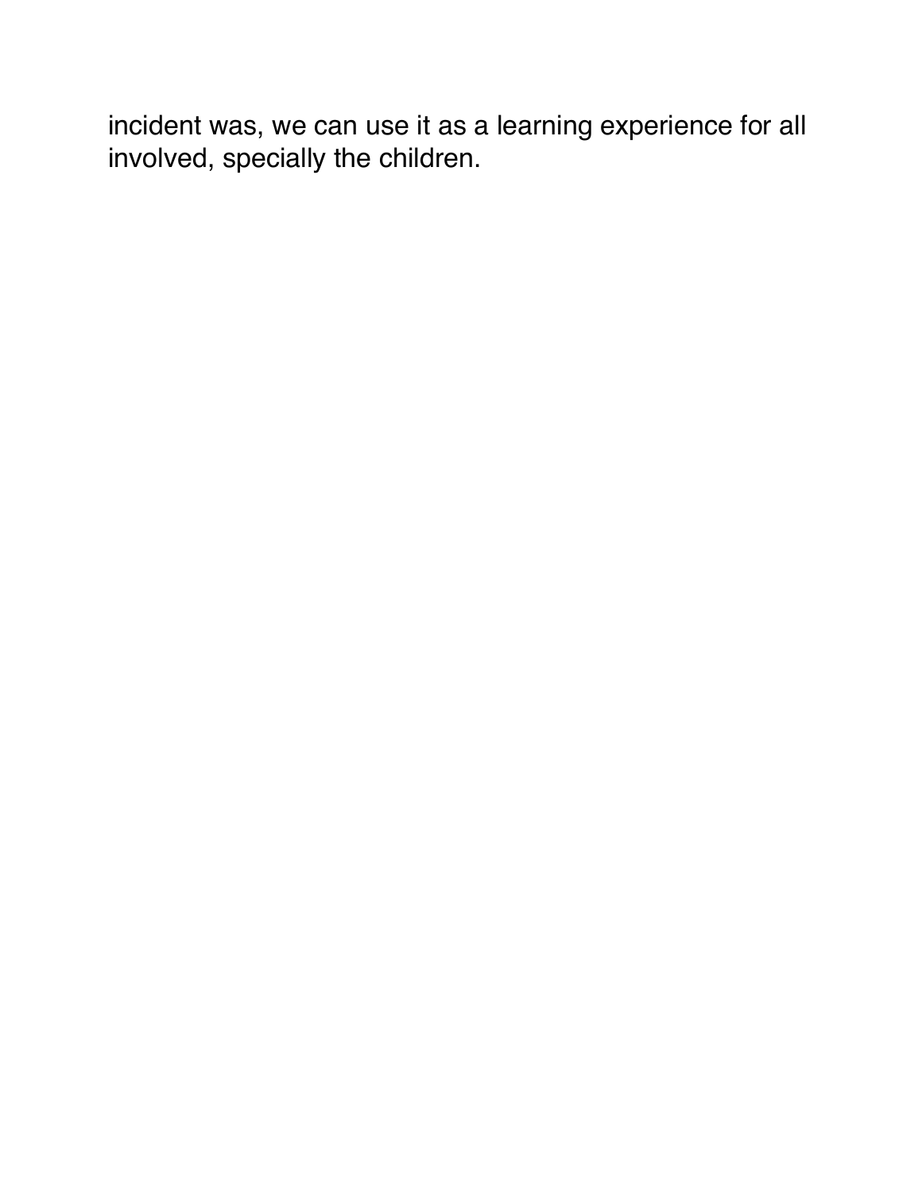incident was, we can use it as a learning experience for all involved, specially the children.